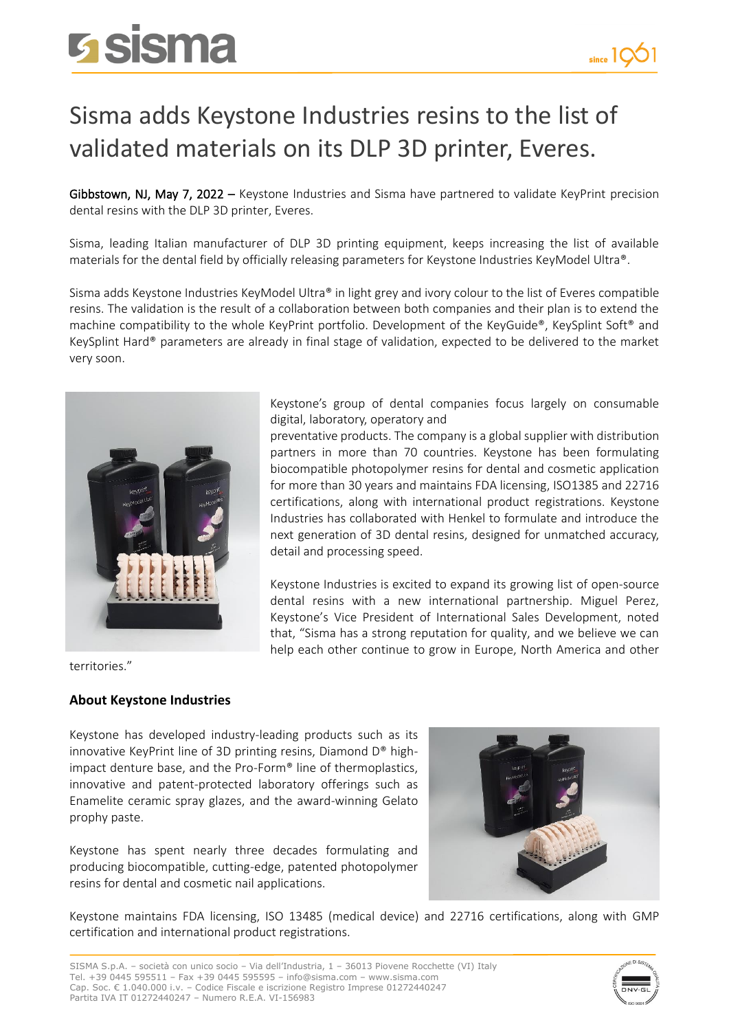# Sisma adds Keystone Industries resins to the list of validated materials on its DLP 3D printer, Everes.

**Gibbstown, NJ, May 7, 2022 –** Keystone Industries and Sisma have partnered to validate KeyPrint precision dental resins with the DLP 3D printer, Everes.

Sisma, leading Italian manufacturer of DLP 3D printing equipment, keeps increasing the list of available materials for the dental field by officially releasing parameters for Keystone Industries KeyModel Ultra®.

Sisma adds Keystone Industries KeyModel Ultra® in light grey and ivory colour to the list of Everes compatible resins. The validation is the result of a collaboration between both companies and their plan is to extend the machine compatibility to the whole KeyPrint portfolio. Development of the KeyGuide®, KeySplint Soft® and KeySplint Hard® parameters are already in final stage of validation, expected to be delivered to the market very soon.

Keystone's group of dental companies focus largely on consumable digital, laboratory, operatory and preventative products. The company is a global supplier with distribution partners in more than 70 countries. Keystone has been formulating biocompatible photopolymer resins for dental and cosmetic application for more than 30 years and maintains FDA licensing, ISO1385 and 22716 certifications, along with international product registrations. Keystone Industries has collaborated with Henkel to formulate and introduce the next generation of 3D dental resins, designed for unmatched accuracy, detail and processing speed.

Keystone Industries is excited to expand its growing list of open-source dental resins with a new international partnership. Miguel Perez, Keystone's Vice President of International Sales Development, noted that, "Sisma has a strong reputation for quality, and we believe we can help each other continue to grow in Europe, North America and other territories."

## About Keystone Industries

Keystone has developed industry-leading products such as its innovative KeyPrint line of 3D printing resins, Diamond D® high-impact denture base, and the Pro-Form® line of thermoplastics, innovative and patent-protected laboratory offerings such as Enamelite ceramic spray glazes, and the award-winning Gelato prophy paste.

Keystone has spent nearly three decades formulating and producing biocompatible, cutting-edge, patented photopolymer resins for dental and cosmetic nail applications.

Keystone maintains FDA licensing, ISO 13485 (medical device) and 22716 certifications, along with GMP certification and international product registrations.

SISMA S.p.A. – società con unico socio – Via dell'Industria, 1 – 36013 Piovene Rocchette (VI) Italy
Tel. +39 0445 595511 – Fax +39 0445 595595 – info@sisma.com – www.sisma.com
Cap. Soc. € 1.040.000 i.v. – Codice Fiscale e iscrizione Registro Imprese 01272440247
Partita IVA IT 01272440247 – Numero R.E.A. VI-156983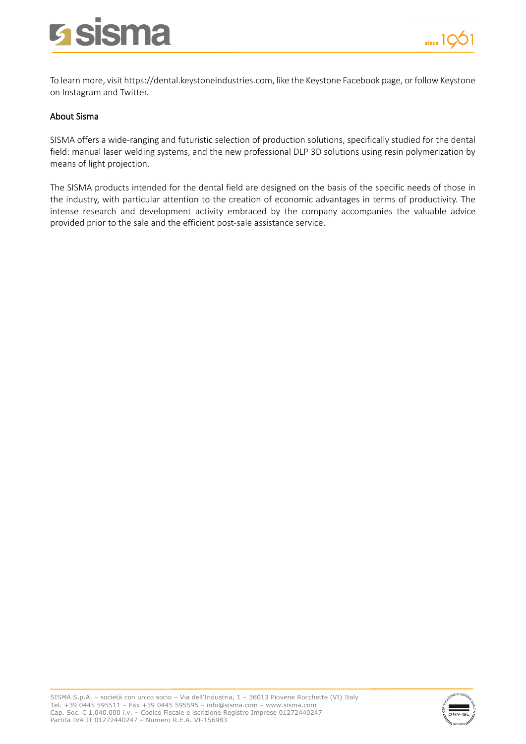To learn more, visit https://dental.keystoneindustries.com, like the Keystone Facebook page, or follow Keystone on Instagram and Twitter.

## About Sisma

SISMA offers a wide-ranging and futuristic selection of production solutions, specifically studied for the dental field: manual laser welding systems, and the new professional DLP 3D solutions using resin polymerization by means of light projection.

The SISMA products intended for the dental field are designed on the basis of the specific needs of those in the industry, with particular attention to the creation of economic advantages in terms of productivity. The intense research and development activity embraced by the company accompanies the valuable advice provided prior to the sale and the efficient post-sale assistance service.